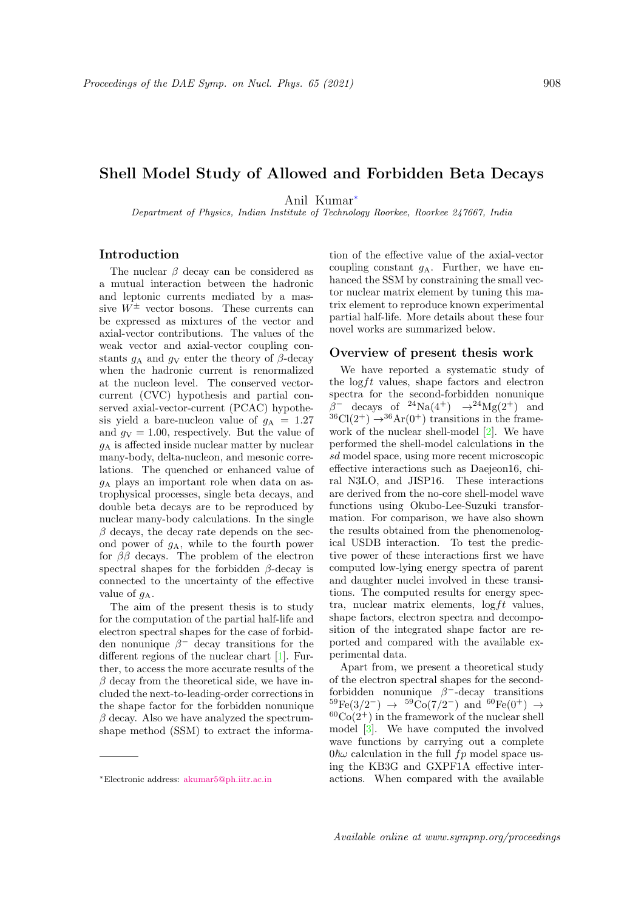# Shell Model Study of Allowed and Forbidden Beta Decays

Anil Kumar*

*Department of Physics, Indian Institute of Technology Roorkee, Roorkee 247667, India*

## Introduction

The nuclear $\beta$ decay can be considered as a mutual interaction between the hadronic and leptonic currents mediated by a massive $W^{\pm}$ vector bosons. These currents can be expressed as mixtures of the vector and axial-vector contributions. The values of the weak vector and axial-vector coupling constants $g_A$ and $g_V$ enter the theory of $\beta$-decay when the hadronic current is renormalized at the nucleon level. The conserved vector-current (CVC) hypothesis and partial conserved axial-vector-current (PCAC) hypothesis yield a bare-nucleon value of $g_A = 1.27$ and $g_V = 1.00$, respectively. But the value of $g_A$ is affected inside nuclear matter by nuclear many-body, delta-nucleon, and mesonic correlations. The quenched or enhanced value of $g_A$ plays an important role when data on astrophysical processes, single beta decays, and double beta decays are to be reproduced by nuclear many-body calculations. In the single $\beta$ decays, the decay rate depends on the second power of $g_A$, while to the fourth power for $\beta\beta$ decays. The problem of the electron spectral shapes for the forbidden $\beta$-decay is connected to the uncertainty of the effective value of $g_A$.

The aim of the present thesis is to study for the computation of the partial half-life and electron spectral shapes for the case of forbidden nonunique $\beta^-$ decay transitions for the different regions of the nuclear chart [1]. Further, to access the more accurate results of the $\beta$ decay from the theoretical side, we have included the next-to-leading-order corrections in the shape factor for the forbidden nonunique $\beta$ decay. Also we have analyzed the spectrum-shape method (SSM) to extract the information of the effective value of the axial-vector coupling constant $g_A$. Further, we have enhanced the SSM by constraining the small vector nuclear matrix element by tuning this matrix element to reproduce known experimental partial half-life. More details about these four novel works are summarized below.

## Overview of present thesis work

We have reported a systematic study of the $\log ft$ values, shape factors and electron spectra for the second-forbidden nonunique $\beta^-$ decays of $^{24}$Na($4^+$) $\rightarrow^{24}$Mg($2^+$) and $^{36}$Cl($2^+$) $\rightarrow^{36}$Ar($0^+$) transitions in the framework of the nuclear shell-model [2]. We have performed the shell-model calculations in the *sd* model space, using more recent microscopic effective interactions such as Daejeon16, chiral N3LO, and JISP16. These interactions are derived from the no-core shell-model wave functions using Okubo-Lee-Suzuki transformation. For comparison, we have also shown the results obtained from the phenomenological USDB interaction. To test the predictive power of these interactions first we have computed low-lying energy spectra of parent and daughter nuclei involved in these transitions. The computed results for energy spectra, nuclear matrix elements, $\log ft$ values, shape factors, electron spectra and decomposition of the integrated shape factor are reported and compared with the available experimental data.

Apart from, we present a theoretical study of the electron spectral shapes for the second-forbidden nonunique $\beta^-$-decay transitions $^{59}$Fe($3/2^-$) $\rightarrow$ $^{59}$Co($7/2^-$) and $^{60}$Fe($0^+$) $\rightarrow$ $^{60}$Co($2^+$) in the framework of the nuclear shell model [3]. We have computed the involved wave functions by carrying out a complete $0\hbar\omega$ calculation in the full *fp* model space using the KB3G and GXPF1A effective interactions. When compared with the available

*Electronic address: akumar5@ph.iitr.ac.in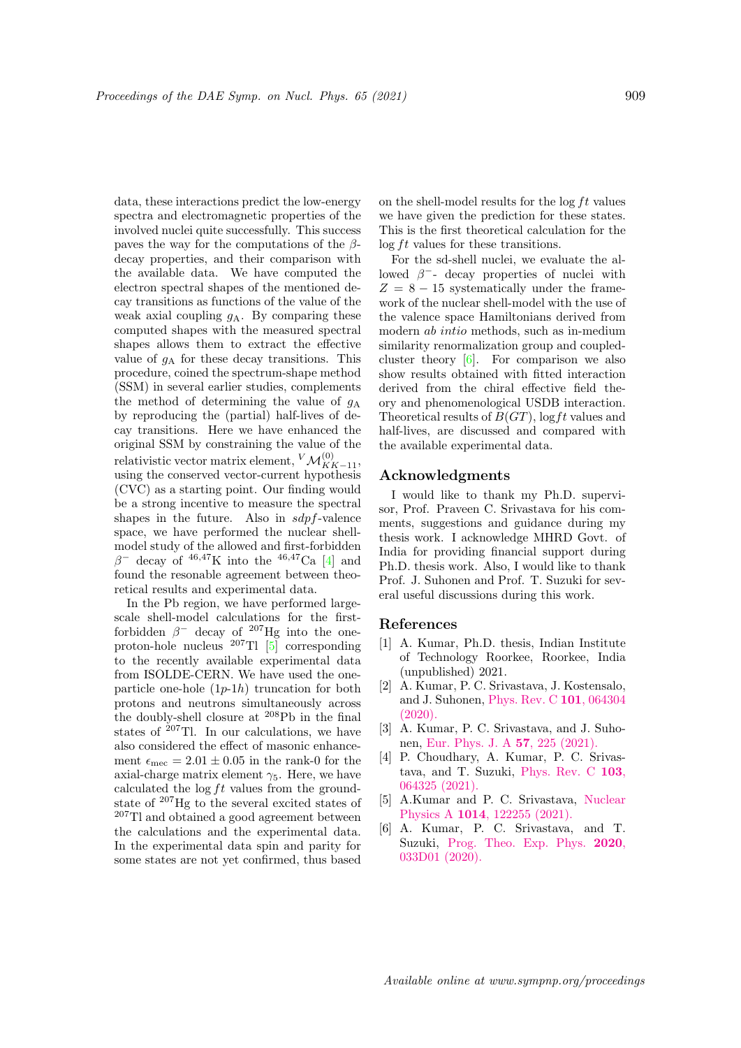data, these interactions predict the low-energy spectra and electromagnetic properties of the involved nuclei quite successfully. This success paves the way for the computations of the $\beta$-decay properties, and their comparison with the available data. We have computed the electron spectral shapes of the mentioned decay transitions as functions of the value of the weak axial coupling $g_{\rm A}$. By comparing these computed shapes with the measured spectral shapes allows them to extract the effective value of $g_{\rm A}$ for these decay transitions. This procedure, coined the spectrum-shape method (SSM) in several earlier studies, complements the method of determining the value of $g_{\rm A}$ by reproducing the (partial) half-lives of decay transitions. Here we have enhanced the original SSM by constraining the value of the relativistic vector matrix element, ${}^{V}\mathcal{M}^{(0)}_{KK-11}$, using the conserved vector-current hypothesis (CVC) as a starting point. Our finding would be a strong incentive to measure the spectral shapes in the future. Also in *sdpf*-valence space, we have performed the nuclear shell-model study of the allowed and first-forbidden $\beta^-$ decay of $^{46,47}$K into the $^{46,47}$Ca [4] and found the resonable agreement between theoretical results and experimental data.

In the Pb region, we have performed large-scale shell-model calculations for the first-forbidden $\beta^-$ decay of $^{207}$Hg into the one-proton-hole nucleus $^{207}$Tl [5] corresponding to the recently available experimental data from ISOLDE-CERN. We have used the one-particle one-hole ($1p$-$1h$) truncation for both protons and neutrons simultaneously across the doubly-shell closure at $^{208}$Pb in the final states of $^{207}$Tl. In our calculations, we have also considered the effect of masonic enhancement $\epsilon_{\rm mec} = 2.01 \pm 0.05$ in the rank-0 for the axial-charge matrix element $\gamma_5$. Here, we have calculated the $\log ft$ values from the ground-state of $^{207}$Hg to the several excited states of $^{207}$Tl and obtained a good agreement between the calculations and the experimental data. In the experimental data spin and parity for some states are not yet confirmed, thus based on the shell-model results for the $\log ft$ values we have given the prediction for these states. This is the first theoretical calculation for the $\log ft$ values for these transitions.

For the sd-shell nuclei, we evaluate the allowed $\beta^-$- decay properties of nuclei with $Z = 8 - 15$ systematically under the framework of the nuclear shell-model with the use of the valence space Hamiltonians derived from modern *ab intio* methods, such as in-medium similarity renormalization group and coupled-cluster theory [6]. For comparison we also show results obtained with fitted interaction derived from the chiral effective field theory and phenomenological USDB interaction. Theoretical results of $B(GT)$, $\log ft$ values and half-lives, are discussed and compared with the available experimental data.

## Acknowledgments

I would like to thank my Ph.D. supervisor, Prof. Praveen C. Srivastava for his comments, suggestions and guidance during my thesis work. I acknowledge MHRD Govt. of India for providing financial support during Ph.D. thesis work. Also, I would like to thank Prof. J. Suhonen and Prof. T. Suzuki for several useful discussions during this work.

## References

[1] A. Kumar, Ph.D. thesis, Indian Institute of Technology Roorkee, Roorkee, India (unpublished) 2021.

[2] A. Kumar, P. C. Srivastava, J. Kostensalo, and J. Suhonen, Phys. Rev. C **101**, 064304 (2020).

[3] A. Kumar, P. C. Srivastava, and J. Suhonen, Eur. Phys. J. A **57**, 225 (2021).

[4] P. Choudhary, A. Kumar, P. C. Srivastava, and T. Suzuki, Phys. Rev. C **103**, 064325 (2021).

[5] A.Kumar and P. C. Srivastava, Nuclear Physics A **1014**, 122255 (2021).

[6] A. Kumar, P. C. Srivastava, and T. Suzuki, Prog. Theo. Exp. Phys. **2020**, 033D01 (2020).